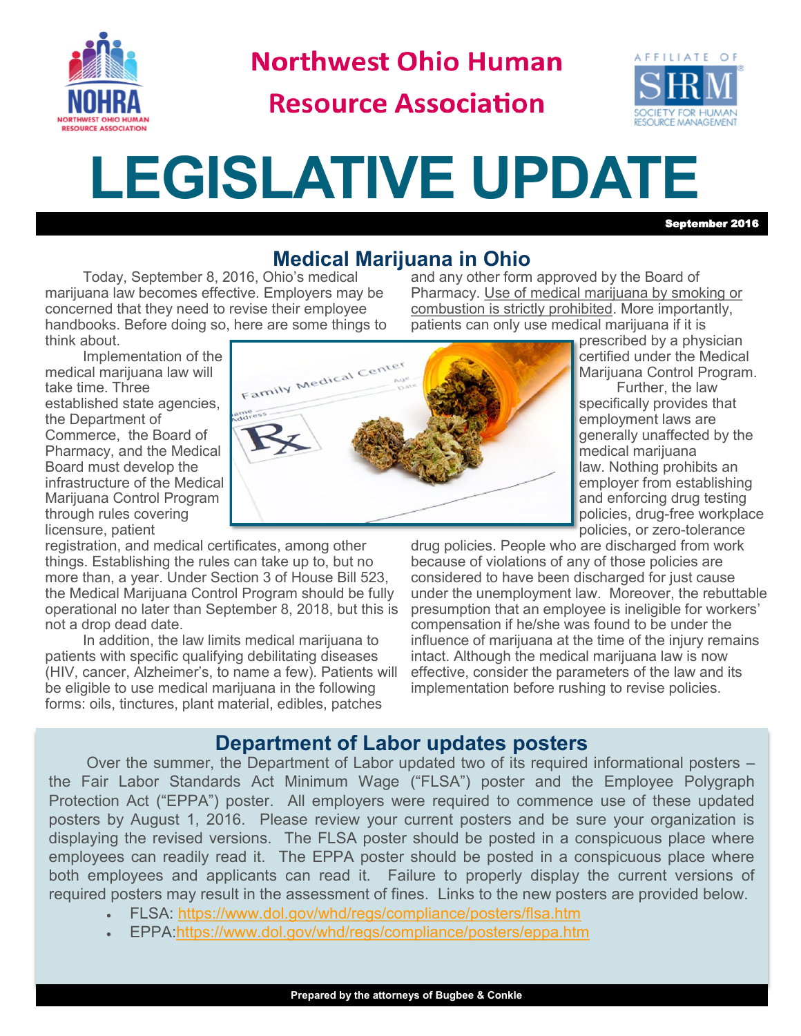# Northwest Ohio Human Resource Association

# LEGISLATIVE UPDATE

**September 2016**

## Medical Marijuana in Ohio

Today, September 8, 2016, Ohio's medical marijuana law becomes effective. Employers may be concerned that they need to revise their employee handbooks. Before doing so, here are some things to think about.

Implementation of the medical marijuana law will take time. Three established state agencies, the Department of Commerce, the Board of Pharmacy, and the Medical Board must develop the infrastructure of the Medical Marijuana Control Program through rules covering licensure, patient registration, and medical certificates, among other things. Establishing the rules can take up to, but no more than, a year. Under Section 3 of House Bill 523, the Medical Marijuana Control Program should be fully operational no later than September 8, 2018, but this is not a drop dead date.

In addition, the law limits medical marijuana to patients with specific qualifying debilitating diseases (HIV, cancer, Alzheimer's, to name a few). Patients will be eligible to use medical marijuana in the following forms: oils, tinctures, plant material, edibles, patches and any other form approved by the Board of Pharmacy. Use of medical marijuana by smoking or combustion is strictly prohibited. More importantly, patients can only use medical marijuana if it is prescribed by a physician certified under the Medical Marijuana Control Program.

Further, the law specifically provides that employment laws are generally unaffected by the medical marijuana law. Nothing prohibits an employer from establishing and enforcing drug testing policies, drug-free workplace policies, or zero-tolerance drug policies. People who are discharged from work because of violations of any of those policies are considered to have been discharged for just cause under the unemployment law. Moreover, the rebuttable presumption that an employee is ineligible for workers' compensation if he/she was found to be under the influence of marijuana at the time of the injury remains intact. Although the medical marijuana law is now effective, consider the parameters of the law and its implementation before rushing to revise policies.

## Department of Labor updates posters

Over the summer, the Department of Labor updated two of its required informational posters – the Fair Labor Standards Act Minimum Wage ("FLSA") poster and the Employee Polygraph Protection Act ("EPPA") poster. All employers were required to commence use of these updated posters by August 1, 2016. Please review your current posters and be sure your organization is displaying the revised versions. The FLSA poster should be posted in a conspicuous place where employees can readily read it. The EPPA poster should be posted in a conspicuous place where both employees and applicants can read it. Failure to properly display the current versions of required posters may result in the assessment of fines. Links to the new posters are provided below.

- FLSA: https://www.dol.gov/whd/regs/compliance/posters/flsa.htm
- EPPA:https://www.dol.gov/whd/regs/compliance/posters/eppa.htm

**Prepared by the attorneys of Bugbee & Conkle**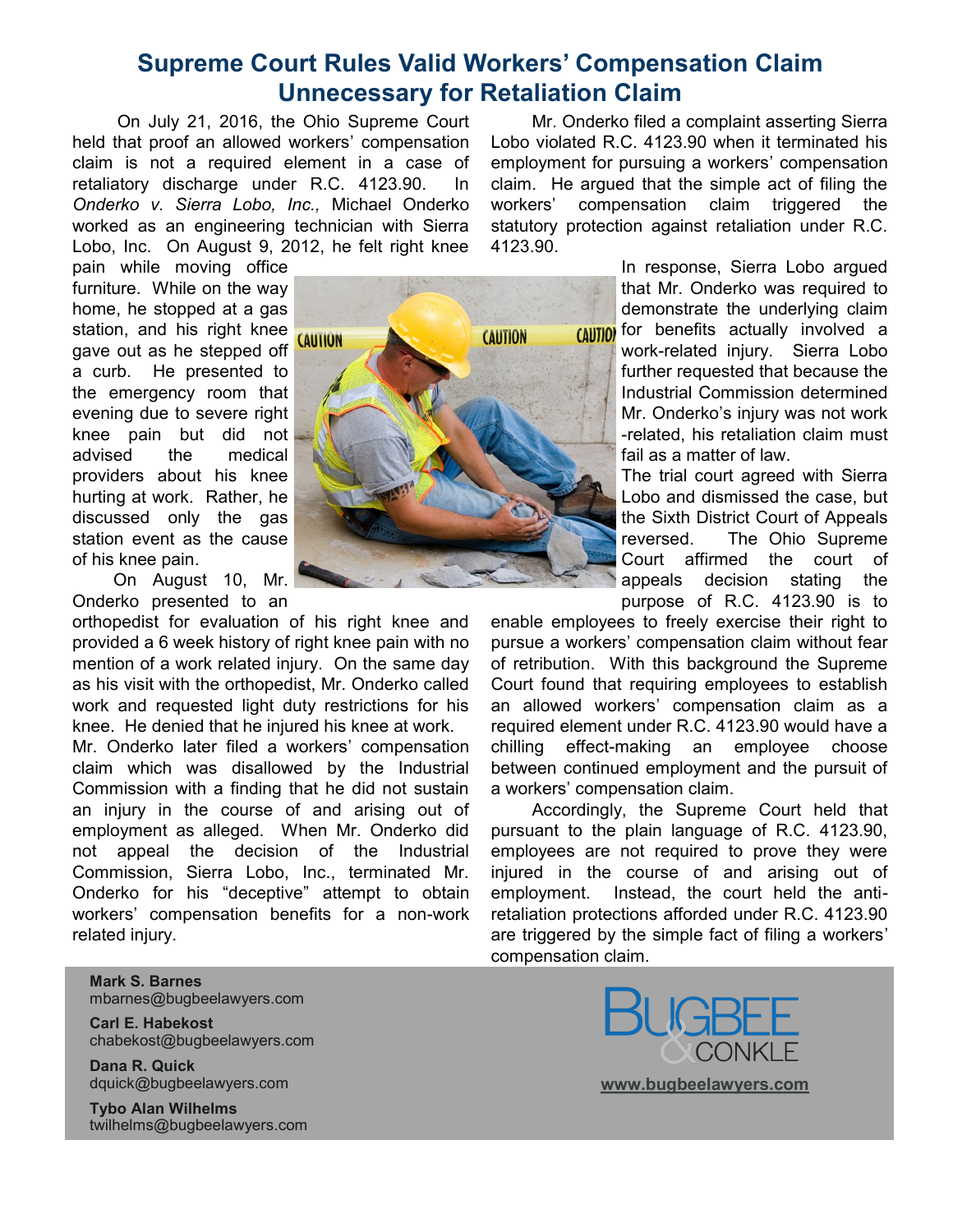# Supreme Court Rules Valid Workers' Compensation Claim Unnecessary for Retaliation Claim

On July 21, 2016, the Ohio Supreme Court held that proof an allowed workers' compensation claim is not a required element in a case of retaliatory discharge under R.C. 4123.90. In *Onderko v. Sierra Lobo, Inc.,* Michael Onderko worked as an engineering technician with Sierra Lobo, Inc. On August 9, 2012, he felt right knee pain while moving office furniture. While on the way home, he stopped at a gas station, and his right knee gave out as he stepped off a curb. He presented to the emergency room that evening due to severe right knee pain but did not advised the medical providers about his knee hurting at work. Rather, he discussed only the gas station event as the cause of his knee pain.

On August 10, Mr. Onderko presented to an orthopedist for evaluation of his right knee and provided a 6 week history of right knee pain with no mention of a work related injury. On the same day as his visit with the orthopedist, Mr. Onderko called work and requested light duty restrictions for his knee. He denied that he injured his knee at work.

Mr. Onderko later filed a workers' compensation claim which was disallowed by the Industrial Commission with a finding that he did not sustain an injury in the course of and arising out of employment as alleged. When Mr. Onderko did not appeal the decision of the Industrial Commission, Sierra Lobo, Inc., terminated Mr. Onderko for his "deceptive" attempt to obtain workers' compensation benefits for a non-work related injury.

Mr. Onderko filed a complaint asserting Sierra Lobo violated R.C. 4123.90 when it terminated his employment for pursuing a workers' compensation claim. He argued that the simple act of filing the workers' compensation claim triggered the statutory protection against retaliation under R.C. 4123.90.

In response, Sierra Lobo argued that Mr. Onderko was required to demonstrate the underlying claim for benefits actually involved a work-related injury. Sierra Lobo further requested that because the Industrial Commission determined Mr. Onderko's injury was not work-related, his retaliation claim must fail as a matter of law.

The trial court agreed with Sierra Lobo and dismissed the case, but the Sixth District Court of Appeals reversed. The Ohio Supreme Court affirmed the court of appeals decision stating the purpose of R.C. 4123.90 is to enable employees to freely exercise their right to pursue a workers' compensation claim without fear of retribution. With this background the Supreme Court found that requiring employees to establish an allowed workers' compensation claim as a required element under R.C. 4123.90 would have a chilling effect-making an employee choose between continued employment and the pursuit of a workers' compensation claim.

Accordingly, the Supreme Court held that pursuant to the plain language of R.C. 4123.90, employees are not required to prove they were injured in the course of and arising out of employment. Instead, the court held the anti-retaliation protections afforded under R.C. 4123.90 are triggered by the simple fact of filing a workers' compensation claim.

**Mark S. Barnes**
mbarnes@bugbeelawyers.com

**Carl E. Habekost**
chabekost@bugbeelawyers.com

**Dana R. Quick**
dquick@bugbeelawyers.com

**Tybo Alan Wilhelms**
twilhelms@bugbeelawyers.com

BUGBEE & CONKLE

www.bugbeelawyers.com